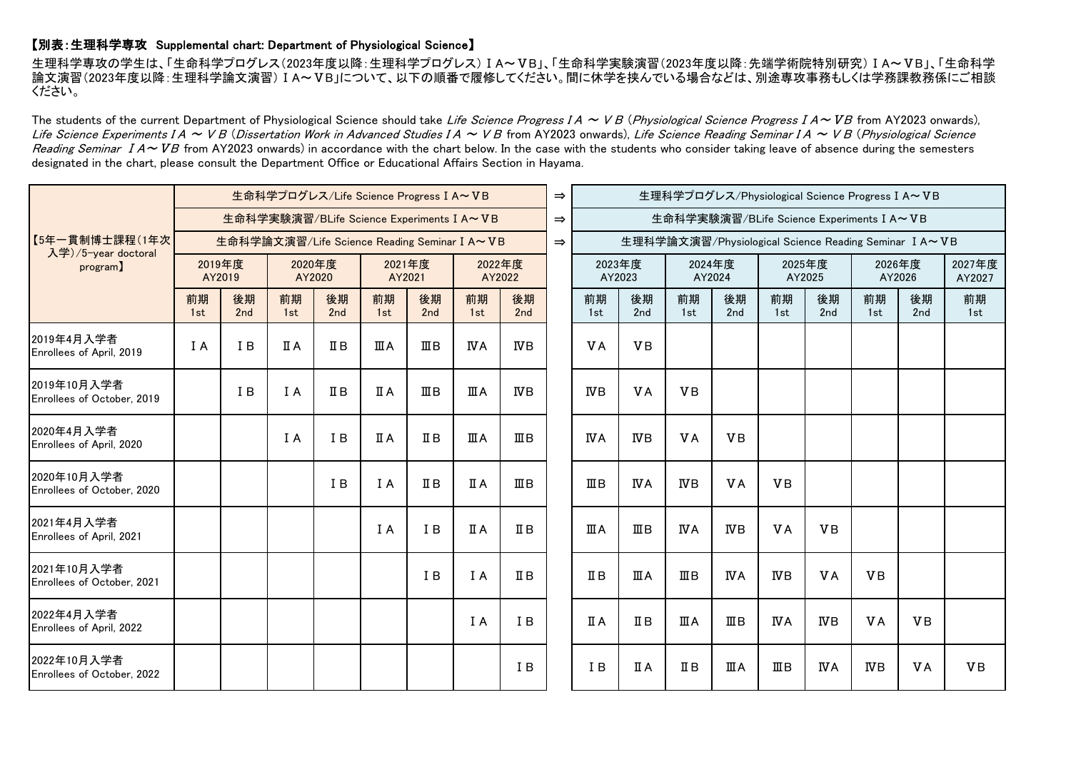【別表：生理科学専攻　Supplemental chart: Department of Physiological Science】

生理科学専攻の学生は、「生命科学プログレス（2023年度以降：生理科学プログレス）ⅠA～ⅤB」、「生命科学実験演習（2023年度以降：先端学術院特別研究）ⅠA～ⅤB」、「生命科学論文演習（2023年度以降：生理科学論文演習）ⅠA～ⅤB」について、以下の順番で履修してください。間に休学を挟んでいる場合などは、別途専攻事務もしくは学務課教務係にご相談ください。

The students of the current Department of Physiological Science should take *Life Science Progress ⅠA ～ ⅤB* (*Physiological Science Progress ⅠA～ⅤB* from AY2023 onwards), *Life Science Experiments ⅠA ～ ⅤB* (*Dissertation Work in Advanced Studies ⅠA ～ ⅤB* from AY2023 onwards), *Life Science Reading Seminar ⅠA ～ ⅤB* (*Physiological Science Reading Seminar ⅠA～ⅤB* from AY2023 onwards) in accordance with the chart below. In the case with the students who consider taking leave of absence during the semesters designated in the chart, please consult the Department Office or Educational Affairs Section in Hayama.

| 【5年一貫制博士課程（1年次入学）/5-year doctoral program】 | 生命科学プログレス/Life Science Progress ⅠA～ⅤB | | | | | | | | ⇒ | 生理科学プログレス/Physiological Science Progress ⅠA～ⅤB | | | | | | | | |
|---|---|---|---|---|---|---|---|---|---|---|---|---|---|---|---|---|---|---|
| | 生命科学実験演習/BLife Science Experiments ⅠA～ⅤB | | | | | | | | ⇒ | 生命科学実験演習/BLife Science Experiments ⅠA～ⅤB | | | | | | | | |
| | 生命科学論文演習/Life Science Reading Seminar ⅠA～ⅤB | | | | | | | | ⇒ | 生理科学論文演習/Physiological Science Reading Seminar ⅠA～ⅤB | | | | | | | | |
| | 2019年度 AY2019 | | 2020年度 AY2020 | | 2021年度 AY2021 | | 2022年度 AY2022 | | | 2023年度 AY2023 | | 2024年度 AY2024 | | 2025年度 AY2025 | | 2026年度 AY2026 | | 2027年度 AY2027 |
| | 前期 1st | 後期 2nd | 前期 1st | 後期 2nd | 前期 1st | 後期 2nd | 前期 1st | 後期 2nd | | 前期 1st | 後期 2nd | 前期 1st | 後期 2nd | 前期 1st | 後期 2nd | 前期 1st | 後期 2nd | 前期 1st |
| 2019年4月入学者 Enrollees of April, 2019 | ⅠA | ⅠB | ⅡA | ⅡB | ⅢA | ⅢB | ⅣA | ⅣB | | ⅤA | ⅤB | | | | | | | |
| 2019年10月入学者 Enrollees of October, 2019 | | ⅠB | ⅠA | ⅡB | ⅡA | ⅢB | ⅢA | ⅣB | | ⅣB | ⅤA | ⅤB | | | | | | |
| 2020年4月入学者 Enrollees of April, 2020 | | | ⅠA | ⅠB | ⅡA | ⅡB | ⅢA | ⅢB | | ⅣA | ⅣB | ⅤA | ⅤB | | | | | |
| 2020年10月入学者 Enrollees of October, 2020 | | | | ⅠB | ⅠA | ⅡB | ⅡA | ⅢB | | ⅢB | ⅣA | ⅣB | ⅤA | ⅤB | | | | |
| 2021年4月入学者 Enrollees of April, 2021 | | | | | ⅠA | ⅠB | ⅡA | ⅡB | | ⅢA | ⅢB | ⅣA | ⅣB | ⅤA | ⅤB | | | |
| 2021年10月入学者 Enrollees of October, 2021 | | | | | | ⅠB | ⅠA | ⅡB | | ⅡB | ⅢA | ⅢB | ⅣA | ⅣB | ⅤA | ⅤB | | |
| 2022年4月入学者 Enrollees of April, 2022 | | | | | | | ⅠA | ⅠB | | ⅡA | ⅡB | ⅢA | ⅢB | ⅣA | ⅣB | ⅤA | ⅤB | |
| 2022年10月入学者 Enrollees of October, 2022 | | | | | | | | ⅠB | | ⅠB | ⅡA | ⅡB | ⅢA | ⅢB | ⅣA | ⅣB | ⅤA | ⅤB |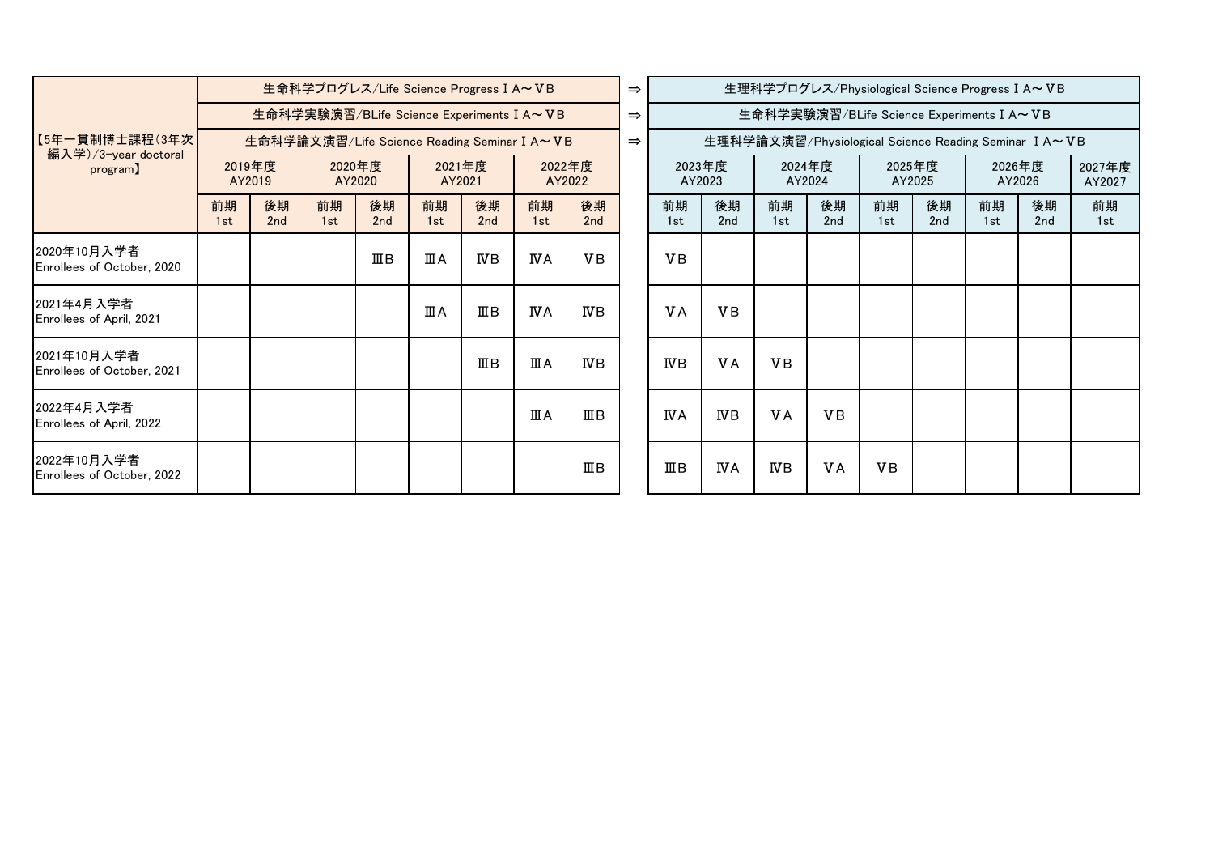| 【5年一貫制博士課程(3年次編入学)/3-year doctoral program】 | 生命科学プログレス/Life Science Progress I A～ⅤB | | | | | | | | ⇒ | 生理科学プログレス/Physiological Science Progress I A～ⅤB | | | | | | | | |
|---|---|---|---|---|---|---|---|---|---|---|---|---|---|---|---|---|---|---|
| | 生命科学実験演習/BLife Science Experiments I A～ⅤB | | | | | | | | ⇒ | 生命科学実験演習/BLife Science Experiments I A～ⅤB | | | | | | | | |
| | 生命科学論文演習/Life Science Reading Seminar I A～ⅤB | | | | | | | | ⇒ | 生理科学論文演習/Physiological Science Reading Seminar ⅠA～ⅤB | | | | | | | | |
| | 2019年度 AY2019 | | 2020年度 AY2020 | | 2021年度 AY2021 | | 2022年度 AY2022 | | | 2023年度 AY2023 | | 2024年度 AY2024 | | 2025年度 AY2025 | | 2026年度 AY2026 | | 2027年度 AY2027 |
| | 前期 1st | 後期 2nd | 前期 1st | 後期 2nd | 前期 1st | 後期 2nd | 前期 1st | 後期 2nd | | 前期 1st | 後期 2nd | 前期 1st | 後期 2nd | 前期 1st | 後期 2nd | 前期 1st | 後期 2nd | 前期 1st |
| 2020年10月入学者 Enrollees of October, 2020 | | | | ⅢB | ⅢA | ⅣB | ⅣA | ⅤB | | ⅤB | | | | | | | | |
| 2021年4月入学者 Enrollees of April, 2021 | | | | | ⅢA | ⅢB | ⅣA | ⅣB | | ⅤA | ⅤB | | | | | | | |
| 2021年10月入学者 Enrollees of October, 2021 | | | | | | ⅢB | ⅢA | ⅣB | | ⅣB | ⅤA | ⅤB | | | | | | |
| 2022年4月入学者 Enrollees of April, 2022 | | | | | | | ⅢA | ⅢB | | ⅣA | ⅣB | ⅤA | ⅤB | | | | | |
| 2022年10月入学者 Enrollees of October, 2022 | | | | | | | | ⅢB | | ⅢB | ⅣA | ⅣB | ⅤA | ⅤB | | | | |